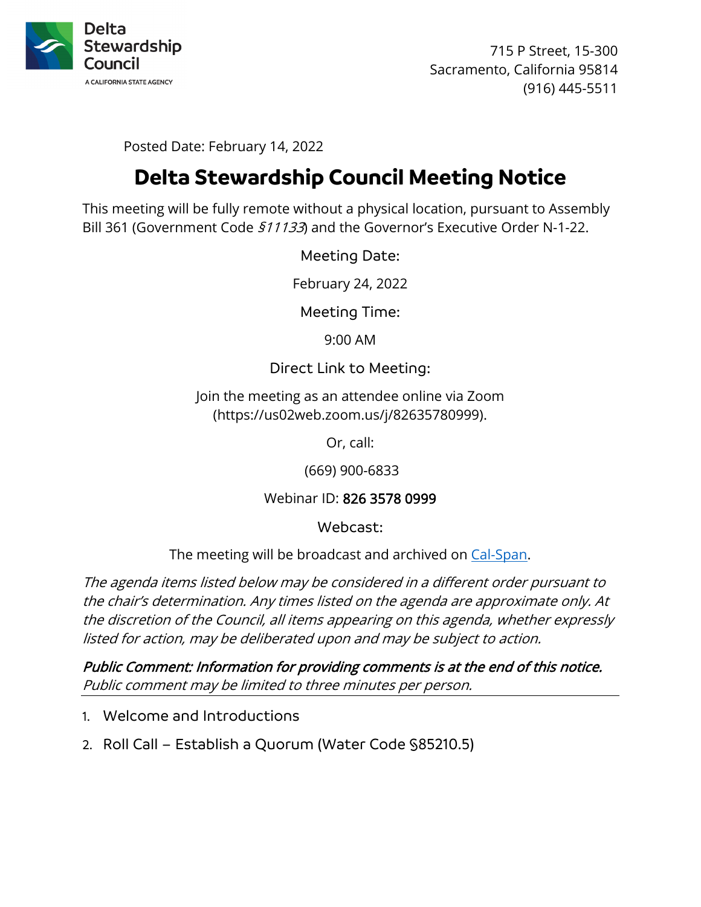Delta Stewardship Council
A CALIFORNIA STATE AGENCY

715 P Street, 15-300
Sacramento, California 95814
(916) 445-5511

Posted Date: February 14, 2022

# Delta Stewardship Council Meeting Notice

This meeting will be fully remote without a physical location, pursuant to Assembly Bill 361 (Government Code *§11133*) and the Governor's Executive Order N-1-22.

Meeting Date:

February 24, 2022

Meeting Time:

9:00 AM

Direct Link to Meeting:

Join the meeting as an attendee online via Zoom (https://us02web.zoom.us/j/82635780999).

Or, call:

(669) 900-6833

Webinar ID: 826 3578 0999

Webcast:

The meeting will be broadcast and archived on [Cal-Span](https://www.cal-span.org/).

*The agenda items listed below may be considered in a different order pursuant to the chair's determination. Any times listed on the agenda are approximate only. At the discretion of the Council, all items appearing on this agenda, whether expressly listed for action, may be deliberated upon and may be subject to action.*

***Public Comment: Information for providing comments is at the end of this notice.***
*Public comment may be limited to three minutes per person.*

---

1. Welcome and Introductions
2. Roll Call – Establish a Quorum (Water Code §85210.5)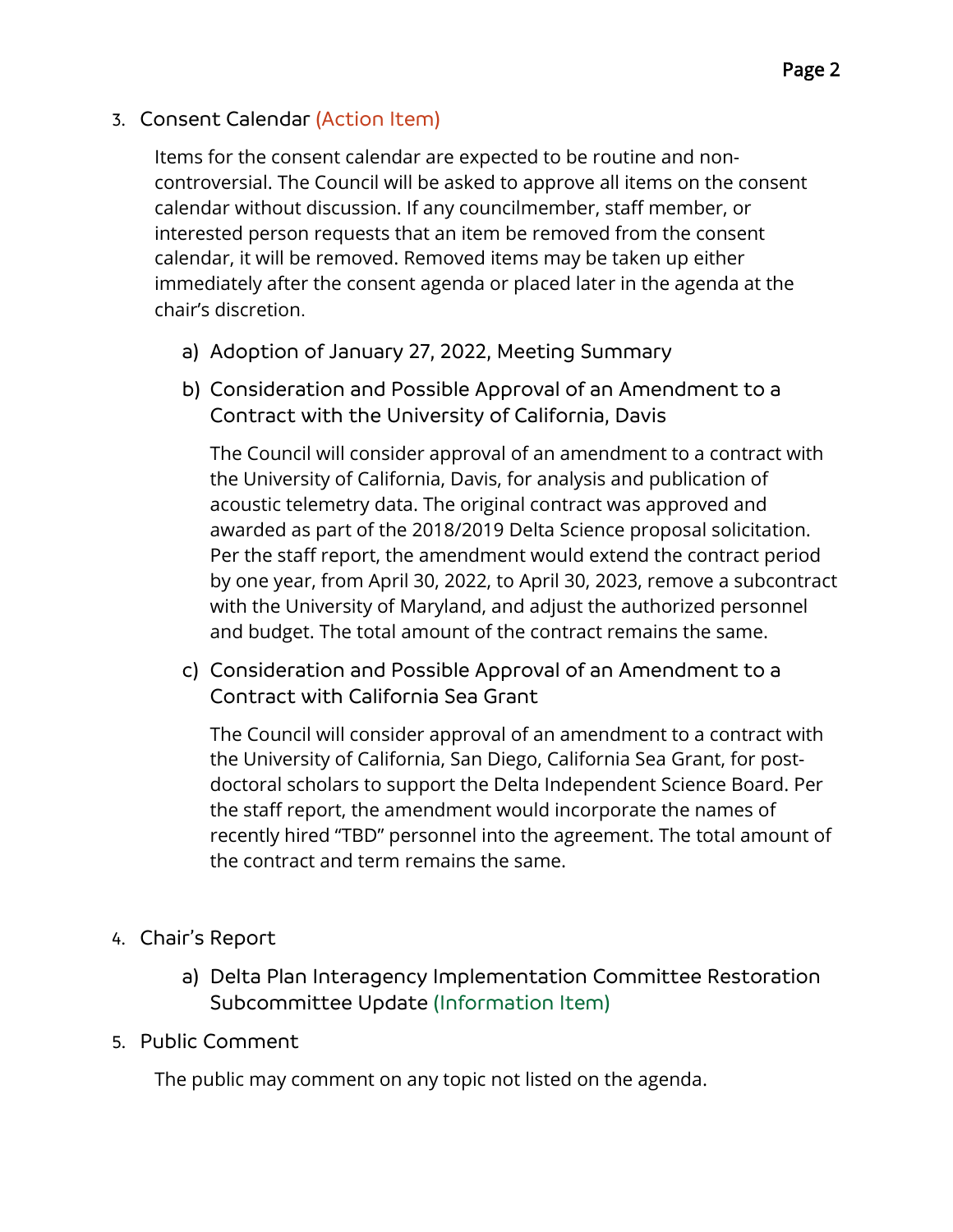3. Consent Calendar (Action Item)

   Items for the consent calendar are expected to be routine and non-controversial. The Council will be asked to approve all items on the consent calendar without discussion. If any councilmember, staff member, or interested person requests that an item be removed from the consent calendar, it will be removed. Removed items may be taken up either immediately after the consent agenda or placed later in the agenda at the chair's discretion.

   a) Adoption of January 27, 2022, Meeting Summary

   b) Consideration and Possible Approval of an Amendment to a Contract with the University of California, Davis

      The Council will consider approval of an amendment to a contract with the University of California, Davis, for analysis and publication of acoustic telemetry data. The original contract was approved and awarded as part of the 2018/2019 Delta Science proposal solicitation. Per the staff report, the amendment would extend the contract period by one year, from April 30, 2022, to April 30, 2023, remove a subcontract with the University of Maryland, and adjust the authorized personnel and budget. The total amount of the contract remains the same.

   c) Consideration and Possible Approval of an Amendment to a Contract with California Sea Grant

      The Council will consider approval of an amendment to a contract with the University of California, San Diego, California Sea Grant, for post-doctoral scholars to support the Delta Independent Science Board. Per the staff report, the amendment would incorporate the names of recently hired "TBD" personnel into the agreement. The total amount of the contract and term remains the same.

4. Chair's Report

   a) Delta Plan Interagency Implementation Committee Restoration Subcommittee Update (Information Item)

5. Public Comment

   The public may comment on any topic not listed on the agenda.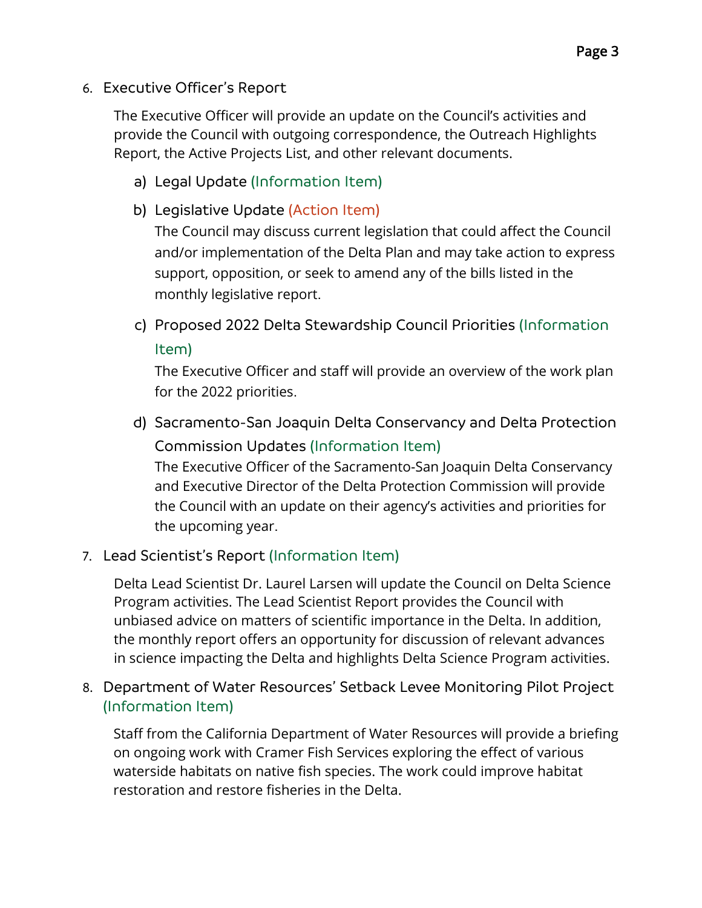6. Executive Officer's Report

   The Executive Officer will provide an update on the Council's activities and provide the Council with outgoing correspondence, the Outreach Highlights Report, the Active Projects List, and other relevant documents.

   a) Legal Update (Information Item)

   b) Legislative Update (Action Item)

      The Council may discuss current legislation that could affect the Council and/or implementation of the Delta Plan and may take action to express support, opposition, or seek to amend any of the bills listed in the monthly legislative report.

   c) Proposed 2022 Delta Stewardship Council Priorities (Information Item)

      The Executive Officer and staff will provide an overview of the work plan for the 2022 priorities.

   d) Sacramento-San Joaquin Delta Conservancy and Delta Protection Commission Updates (Information Item)

      The Executive Officer of the Sacramento-San Joaquin Delta Conservancy and Executive Director of the Delta Protection Commission will provide the Council with an update on their agency's activities and priorities for the upcoming year.

7. Lead Scientist's Report (Information Item)

   Delta Lead Scientist Dr. Laurel Larsen will update the Council on Delta Science Program activities. The Lead Scientist Report provides the Council with unbiased advice on matters of scientific importance in the Delta. In addition, the monthly report offers an opportunity for discussion of relevant advances in science impacting the Delta and highlights Delta Science Program activities.

8. Department of Water Resources' Setback Levee Monitoring Pilot Project (Information Item)

   Staff from the California Department of Water Resources will provide a briefing on ongoing work with Cramer Fish Services exploring the effect of various waterside habitats on native fish species. The work could improve habitat restoration and restore fisheries in the Delta.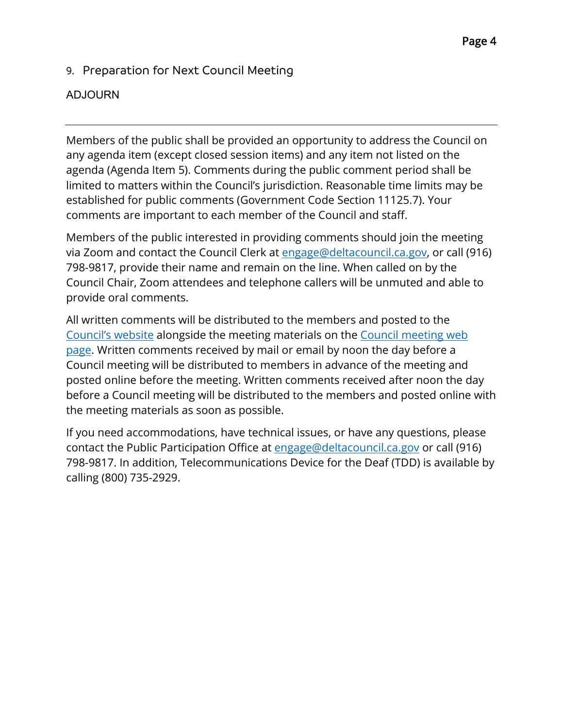9. Preparation for Next Council Meeting

ADJOURN

---

Members of the public shall be provided an opportunity to address the Council on any agenda item (except closed session items) and any item not listed on the agenda (Agenda Item 5). Comments during the public comment period shall be limited to matters within the Council's jurisdiction. Reasonable time limits may be established for public comments (Government Code Section 11125.7). Your comments are important to each member of the Council and staff.

Members of the public interested in providing comments should join the meeting via Zoom and contact the Council Clerk at engage@deltacouncil.ca.gov, or call (916) 798-9817, provide their name and remain on the line. When called on by the Council Chair, Zoom attendees and telephone callers will be unmuted and able to provide oral comments.

All written comments will be distributed to the members and posted to the Council's website alongside the meeting materials on the Council meeting web page. Written comments received by mail or email by noon the day before a Council meeting will be distributed to members in advance of the meeting and posted online before the meeting. Written comments received after noon the day before a Council meeting will be distributed to the members and posted online with the meeting materials as soon as possible.

If you need accommodations, have technical issues, or have any questions, please contact the Public Participation Office at engage@deltacouncil.ca.gov or call (916) 798-9817. In addition, Telecommunications Device for the Deaf (TDD) is available by calling (800) 735-2929.